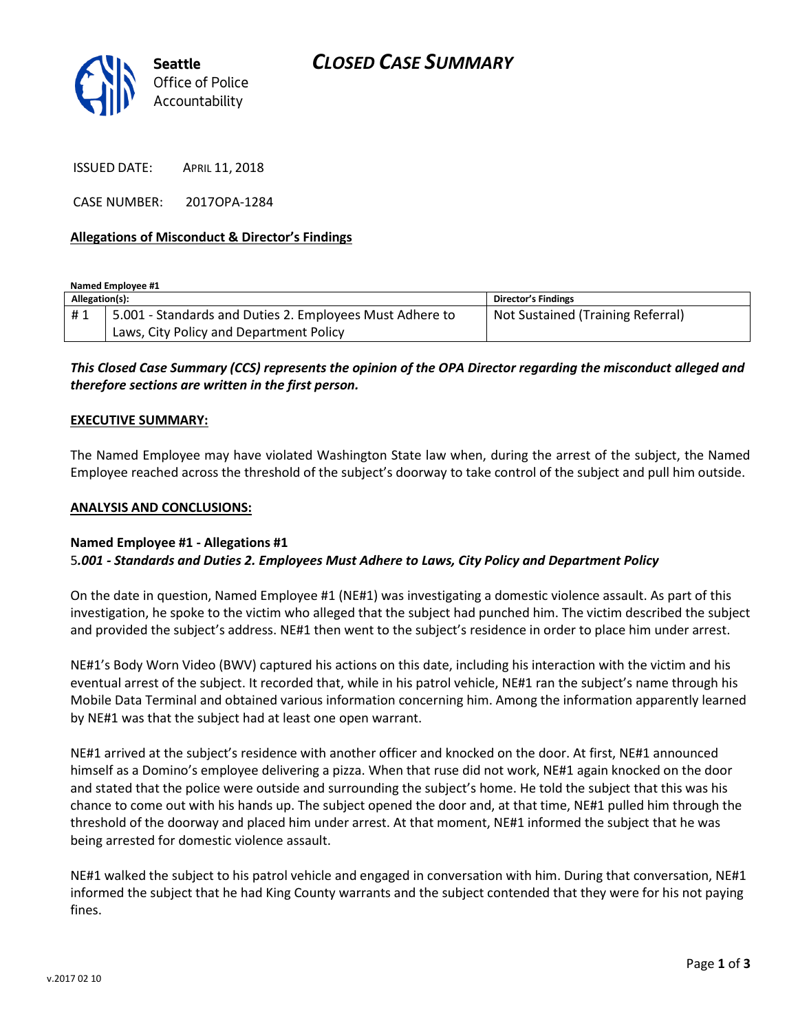**Seattle** Office of Police Accountability

# CLOSED CASE SUMMARY

ISSUED DATE: APRIL 11, 2018

CASE NUMBER: 2017OPA-1284

**Allegations of Misconduct & Director's Findings**

**Named Employee #1**

| Allegation(s): | | Director's Findings |
|---|---|---|
| # 1 | 5.001 - Standards and Duties 2. Employees Must Adhere to Laws, City Policy and Department Policy | Not Sustained (Training Referral) |

***This Closed Case Summary (CCS) represents the opinion of the OPA Director regarding the misconduct alleged and therefore sections are written in the first person.***

**EXECUTIVE SUMMARY:**

The Named Employee may have violated Washington State law when, during the arrest of the subject, the Named Employee reached across the threshold of the subject's doorway to take control of the subject and pull him outside.

**ANALYSIS AND CONCLUSIONS:**

**Named Employee #1 - Allegations #1**
5*.001 - Standards and Duties 2. Employees Must Adhere to Laws, City Policy and Department Policy*

On the date in question, Named Employee #1 (NE#1) was investigating a domestic violence assault. As part of this investigation, he spoke to the victim who alleged that the subject had punched him. The victim described the subject and provided the subject's address. NE#1 then went to the subject's residence in order to place him under arrest.

NE#1's Body Worn Video (BWV) captured his actions on this date, including his interaction with the victim and his eventual arrest of the subject. It recorded that, while in his patrol vehicle, NE#1 ran the subject's name through his Mobile Data Terminal and obtained various information concerning him. Among the information apparently learned by NE#1 was that the subject had at least one open warrant.

NE#1 arrived at the subject's residence with another officer and knocked on the door. At first, NE#1 announced himself as a Domino's employee delivering a pizza. When that ruse did not work, NE#1 again knocked on the door and stated that the police were outside and surrounding the subject's home. He told the subject that this was his chance to come out with his hands up. The subject opened the door and, at that time, NE#1 pulled him through the threshold of the doorway and placed him under arrest. At that moment, NE#1 informed the subject that he was being arrested for domestic violence assault.

NE#1 walked the subject to his patrol vehicle and engaged in conversation with him. During that conversation, NE#1 informed the subject that he had King County warrants and the subject contended that they were for his not paying fines.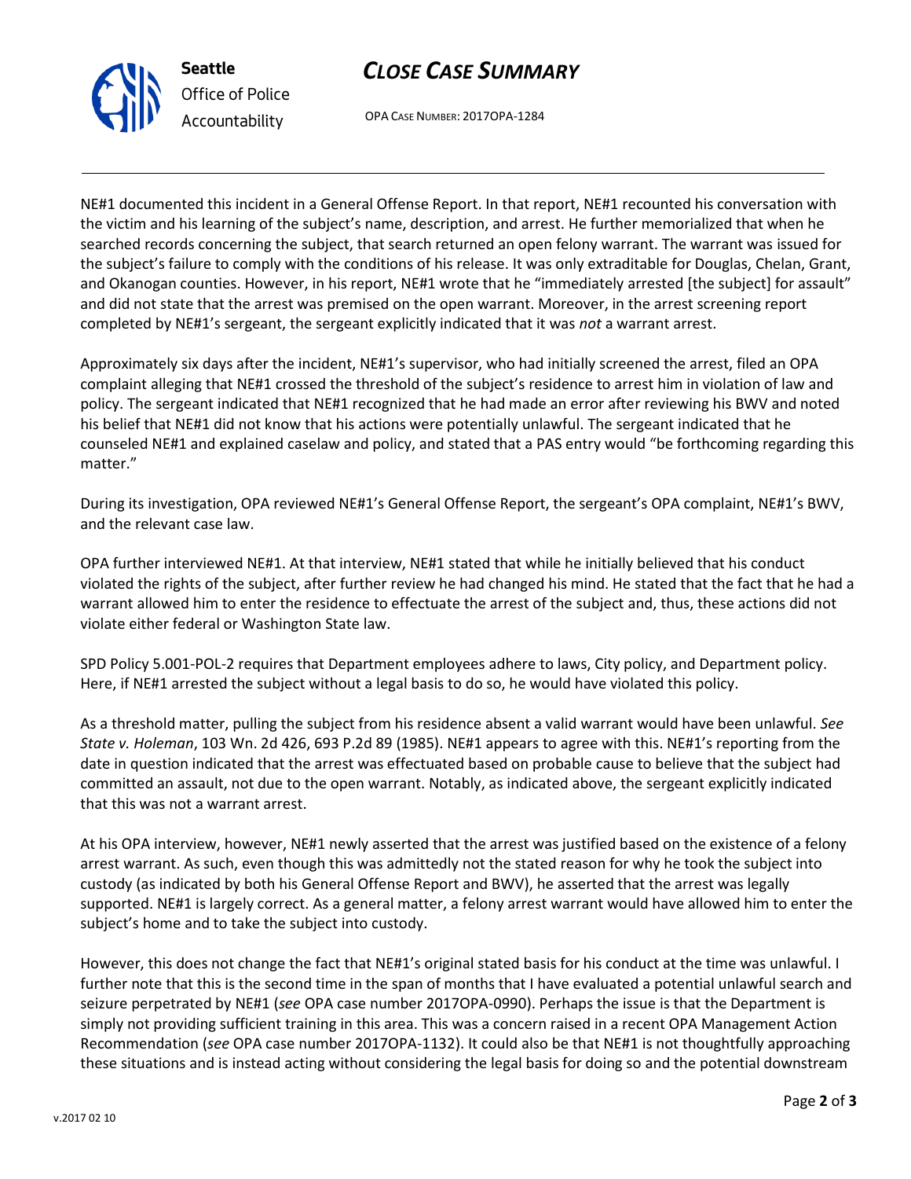NE#1 documented this incident in a General Offense Report. In that report, NE#1 recounted his conversation with the victim and his learning of the subject's name, description, and arrest. He further memorialized that when he searched records concerning the subject, that search returned an open felony warrant. The warrant was issued for the subject's failure to comply with the conditions of his release. It was only extraditable for Douglas, Chelan, Grant, and Okanogan counties. However, in his report, NE#1 wrote that he "immediately arrested [the subject] for assault" and did not state that the arrest was premised on the open warrant. Moreover, in the arrest screening report completed by NE#1's sergeant, the sergeant explicitly indicated that it was *not* a warrant arrest.

Approximately six days after the incident, NE#1's supervisor, who had initially screened the arrest, filed an OPA complaint alleging that NE#1 crossed the threshold of the subject's residence to arrest him in violation of law and policy. The sergeant indicated that NE#1 recognized that he had made an error after reviewing his BWV and noted his belief that NE#1 did not know that his actions were potentially unlawful. The sergeant indicated that he counseled NE#1 and explained caselaw and policy, and stated that a PAS entry would "be forthcoming regarding this matter."

During its investigation, OPA reviewed NE#1's General Offense Report, the sergeant's OPA complaint, NE#1's BWV, and the relevant case law.

OPA further interviewed NE#1. At that interview, NE#1 stated that while he initially believed that his conduct violated the rights of the subject, after further review he had changed his mind. He stated that the fact that he had a warrant allowed him to enter the residence to effectuate the arrest of the subject and, thus, these actions did not violate either federal or Washington State law.

SPD Policy 5.001-POL-2 requires that Department employees adhere to laws, City policy, and Department policy. Here, if NE#1 arrested the subject without a legal basis to do so, he would have violated this policy.

As a threshold matter, pulling the subject from his residence absent a valid warrant would have been unlawful. *See State v. Holeman*, 103 Wn. 2d 426, 693 P.2d 89 (1985). NE#1 appears to agree with this. NE#1's reporting from the date in question indicated that the arrest was effectuated based on probable cause to believe that the subject had committed an assault, not due to the open warrant. Notably, as indicated above, the sergeant explicitly indicated that this was not a warrant arrest.

At his OPA interview, however, NE#1 newly asserted that the arrest was justified based on the existence of a felony arrest warrant. As such, even though this was admittedly not the stated reason for why he took the subject into custody (as indicated by both his General Offense Report and BWV), he asserted that the arrest was legally supported. NE#1 is largely correct. As a general matter, a felony arrest warrant would have allowed him to enter the subject's home and to take the subject into custody.

However, this does not change the fact that NE#1's original stated basis for his conduct at the time was unlawful. I further note that this is the second time in the span of months that I have evaluated a potential unlawful search and seizure perpetrated by NE#1 (*see* OPA case number 2017OPA-0990). Perhaps the issue is that the Department is simply not providing sufficient training in this area. This was a concern raised in a recent OPA Management Action Recommendation (*see* OPA case number 2017OPA-1132). It could also be that NE#1 is not thoughtfully approaching these situations and is instead acting without considering the legal basis for doing so and the potential downstream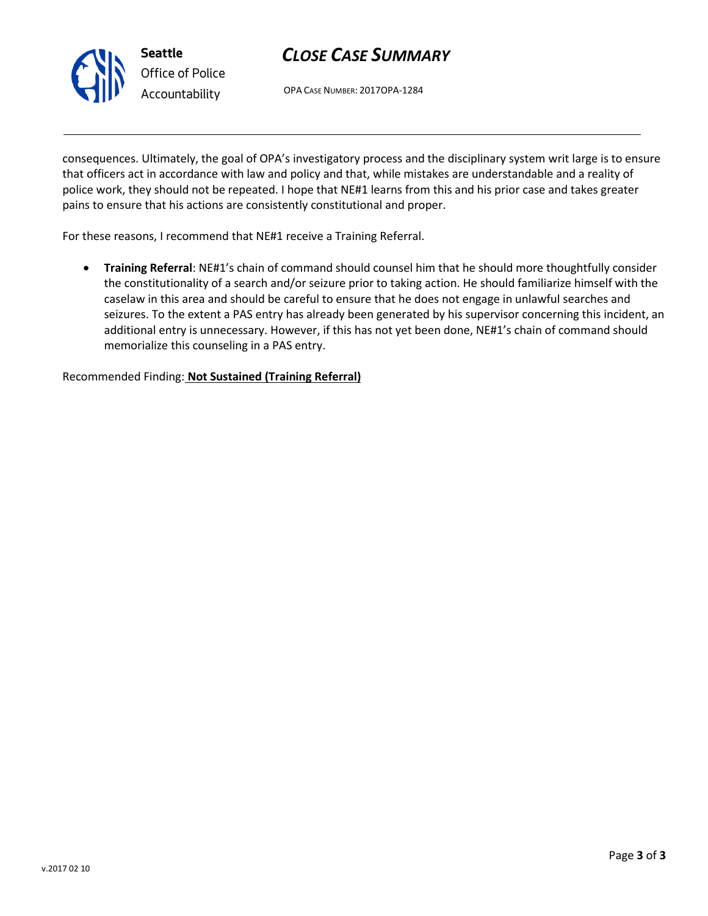consequences. Ultimately, the goal of OPA's investigatory process and the disciplinary system writ large is to ensure that officers act in accordance with law and policy and that, while mistakes are understandable and a reality of police work, they should not be repeated. I hope that NE#1 learns from this and his prior case and takes greater pains to ensure that his actions are consistently constitutional and proper.

For these reasons, I recommend that NE#1 receive a Training Referral.

- **Training Referral**: NE#1's chain of command should counsel him that he should more thoughtfully consider the constitutionality of a search and/or seizure prior to taking action. He should familiarize himself with the caselaw in this area and should be careful to ensure that he does not engage in unlawful searches and seizures. To the extent a PAS entry has already been generated by his supervisor concerning this incident, an additional entry is unnecessary. However, if this has not yet been done, NE#1's chain of command should memorialize this counseling in a PAS entry.

Recommended Finding: **Not Sustained (Training Referral)**